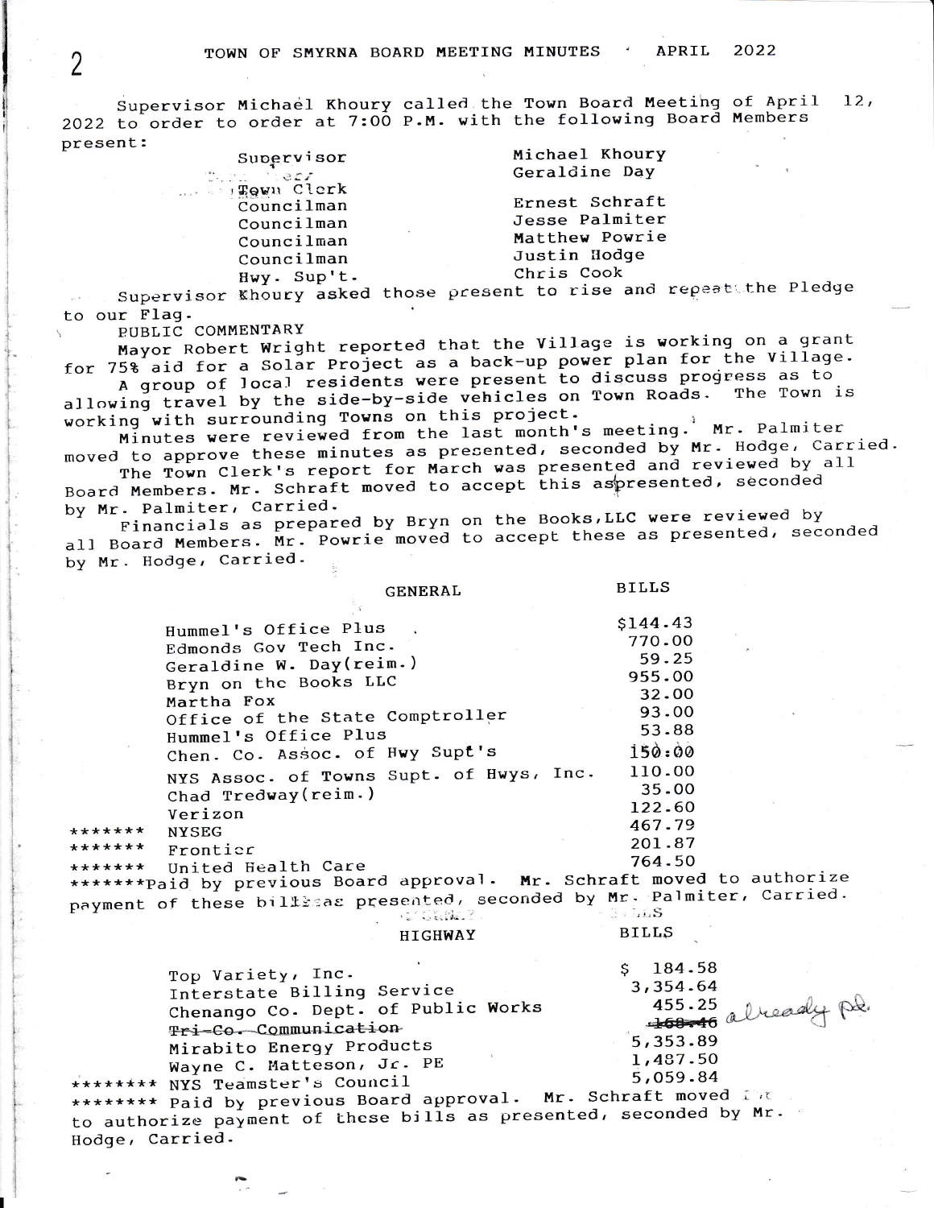# TOWN OF SMYRNA BOARD MEETING MINUTES · APRIL 2022

Supervisor Michael Khoury called the Town Board Meeting of April 12, 2022 to order to order at 7:00 P.M. with the following Board Members present:

| | |
|---|---|
| Supervisor | Michael Khoury |
| Town Clerk | Geraldine Day |
| Councilman | Ernest Schraft |
| Councilman | Jesse Palmiter |
| Councilman | Matthew Powrie |
| Councilman | Justin Hodge |
| Hwy. Sup't. | Chris Cook |

Supervisor Khoury asked those present to rise and repeat the Pledge to our Flag.

PUBLIC COMMENTARY

Mayor Robert Wright reported that the Village is working on a grant for 75% aid for a Solar Project as a back-up power plan for the Village.

A group of local residents were present to discuss progress as to allowing travel by the side-by-side vehicles on Town Roads. The Town is working with surrounding Towns on this project.

Minutes were reviewed from the last month's meeting. Mr. Palmiter moved to approve these minutes as presented, seconded by Mr. Hodge, Carried.

The Town Clerk's report for March was presented and reviewed by all Board Members. Mr. Schraft moved to accept this as presented, seconded by Mr. Palmiter, Carried.

Financials as prepared by Bryn on the Books, LLC were reviewed by all Board Members. Mr. Powrie moved to accept these as presented, seconded by Mr. Hodge, Carried.

| GENERAL | BILLS |
|---|---|
| Hummel's Office Plus | $144.43 |
| Edmonds Gov Tech Inc. | 770.00 |
| Geraldine W. Day(reim.) | 59.25 |
| Bryn on the Books LLC | 955.00 |
| Martha Fox | 32.00 |
| Office of the State Comptroller | 93.00 |
| Hummel's Office Plus | 53.88 |
| Chen. Co. Assoc. of Hwy Supt's | 150.00 |
| NYS Assoc. of Towns Supt. of Hwys, Inc. | 110.00 |
| Chad Tredway(reim.) | 35.00 |
| Verizon | 122.60 |
| ******* NYSEG | 467.79 |
| ******* Frontier | 201.87 |
| ******* United Health Care | 764.50 |

*******Paid by previous Board approval. Mr. Schraft moved to authorize payment of these bills as presented, seconded by Mr. Palmiter, Carried.

| HIGHWAY | BILLS |
|---|---|
| Top Variety, Inc. | $ 184.58 |
| Interstate Billing Service | 3,354.64 |
| Chenango Co. Dept. of Public Works | 455.25 |
| ~~Tri-Co. Communication~~ | ~~168.46~~ already pd. |
| Mirabito Energy Products | 5,353.89 |
| Wayne C. Matteson, Jr. PE | 1,487.50 |
| ******** NYS Teamster's Council | 5,059.84 |

******** Paid by previous Board approval. Mr. Schraft moved to authorize payment of these bills as presented, seconded by Mr. Hodge, Carried.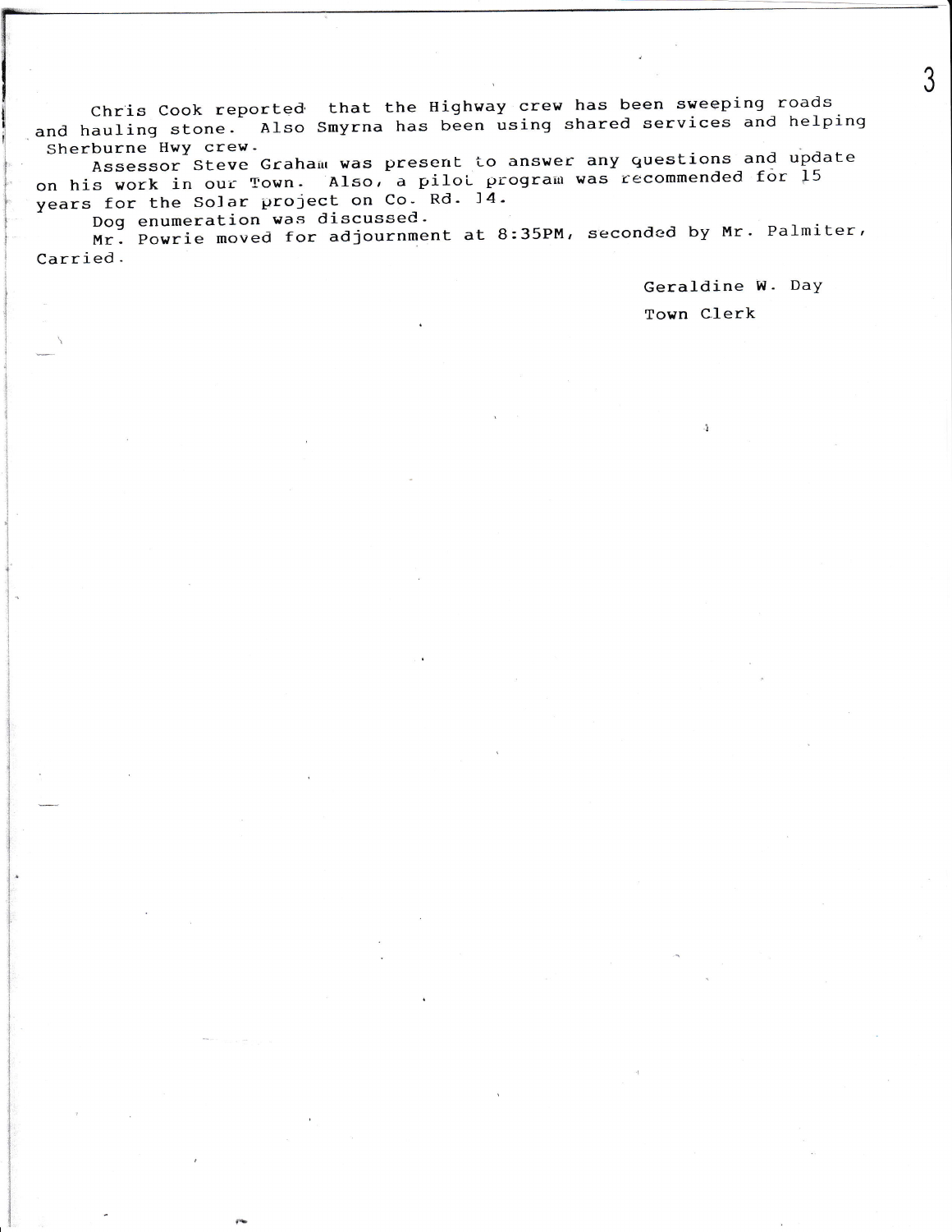Chris Cook reported that the Highway crew has been sweeping roads and hauling stone. Also Smyrna has been using shared services and helping Sherburne Hwy crew.

Assessor Steve Graham was present to answer any questions and update on his work in our Town. Also, a pilot program was recommended for 15 years for the Solar project on Co. Rd. 14.

Dog enumeration was discussed.

Mr. Powrie moved for adjournment at 8:35PM, seconded by Mr. Palmiter, Carried.

Geraldine W. Day

Town Clerk